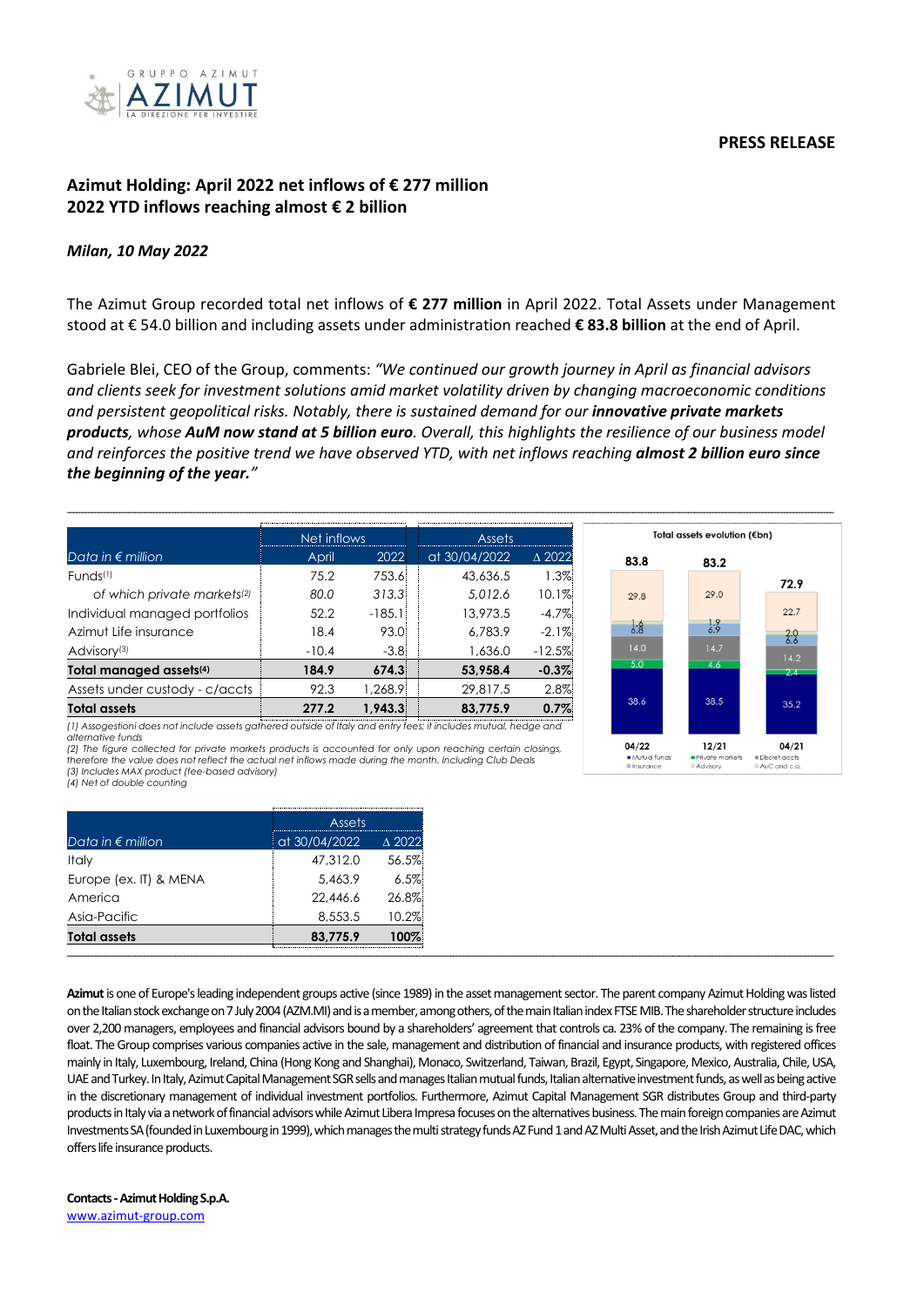**PRESS RELEASE**

## Azimut Holding: April 2022 net inflows of € 277 million
## 2022 YTD inflows reaching almost € 2 billion

***Milan, 10 May 2022***

The Azimut Group recorded total net inflows of **€ 277 million** in April 2022. Total Assets under Management stood at € 54.0 billion and including assets under administration reached **€ 83.8 billion** at the end of April.

Gabriele Blei, CEO of the Group, comments: *"We continued our growth journey in April as financial advisors and clients seek for investment solutions amid market volatility driven by changing macroeconomic conditions and persistent geopolitical risks. Notably, there is sustained demand for our **innovative private markets products**, whose **AuM now stand at 5 billion euro**. Overall, this highlights the resilience of our business model and reinforces the positive trend we have observed YTD, with net inflows reaching **almost 2 billion euro since the beginning of the year.**"*

| | Net inflows | | Assets | |
|---|---|---|---|---|
| *Data in € million* | April | 2022 | at 30/04/2022 | Δ 2022 |
| Funds[1] | 75.2 | 753.6 | 43,636.5 | 1.3% |
| *of which private markets[2]* | *80.0* | *313.3* | *5,012.6* | *10.1%* |
| Individual managed portfolios | 52.2 | -185.1 | 13,973.5 | -4.7% |
| Azimut Life insurance | 18.4 | 93.0 | 6,783.9 | -2.1% |
| Advisory[3] | -10.4 | -3.8 | 1,636.0 | -12.5% |
| **Total managed assets[4]** | **184.9** | **674.3** | **53,958.4** | **-0.3%** |
| Assets under custody - c/accts | 92.3 | 1,268.9 | 29,817.5 | 2.8% |
| **Total assets** | **277.2** | **1,943.3** | **83,775.9** | **0.7%** |

*(1) Assogestioni does not include assets gathered outside of Italy and entry fees; it includes mutual, hedge and alternative funds*
*(2) The figure collected for private markets products is accounted for only upon reaching certain closings, therefore the value does not reflect the actual net inflows made during the month. Including Club Deals*
*(3) Includes MAX product (fee-based advisory)*
*(4) Net of double counting*

Total assets evolution (€bn)

83.8
83.2
72.9
29.8
29.0
22.7
1.6
6.8
1.9
6.9
2.0
6.6
14.0
14.7
14.2
5.0
4.6
2.4
38.6
38.5
35.2
04/22
12/21
04/21
Mutual funds
Private markets
Discret.accts
Insurance
Advisory
AuC and c.a.

| | Assets | |
|---|---|---|
| *Data in € million* | at 30/04/2022 | Δ 2022 |
| Italy | 47,312.0 | 56.5% |
| Europe (ex. IT) & MENA | 5,463.9 | 6.5% |
| America | 22,446.6 | 26.8% |
| Asia-Pacific | 8,553.5 | 10.2% |
| **Total assets** | **83,775.9** | **100%** |

**Azimut** is one of Europe's leading independent groups active (since 1989) in the asset management sector. The parent company Azimut Holding was listed on the Italian stock exchange on 7 July 2004 (AZM.MI) and is a member, among others, of the main Italian index FTSE MIB. The shareholder structure includes over 2,200 managers, employees and financial advisors bound by a shareholders' agreement that controls ca. 23% of the company. The remaining is free float. The Group comprises various companies active in the sale, management and distribution of financial and insurance products, with registered offices mainly in Italy, Luxembourg, Ireland, China (Hong Kong and Shanghai), Monaco, Switzerland, Taiwan, Brazil, Egypt, Singapore, Mexico, Australia, Chile, USA, UAE and Turkey. In Italy, Azimut Capital Management SGR sells and manages Italian mutual funds, Italian alternative investment funds, as well as being active in the discretionary management of individual investment portfolios. Furthermore, Azimut Capital Management SGR distributes Group and third-party products in Italy via a network of financial advisors while Azimut Libera Impresa focuses on the alternatives business. The main foreign companies are Azimut Investments SA (founded in Luxembourg in 1999), which manages the multi strategy funds AZ Fund 1 and AZ Multi Asset, and the Irish Azimut Life DAC, which offers life insurance products.

**Contacts - Azimut Holding S.p.A.**
www.azimut-group.com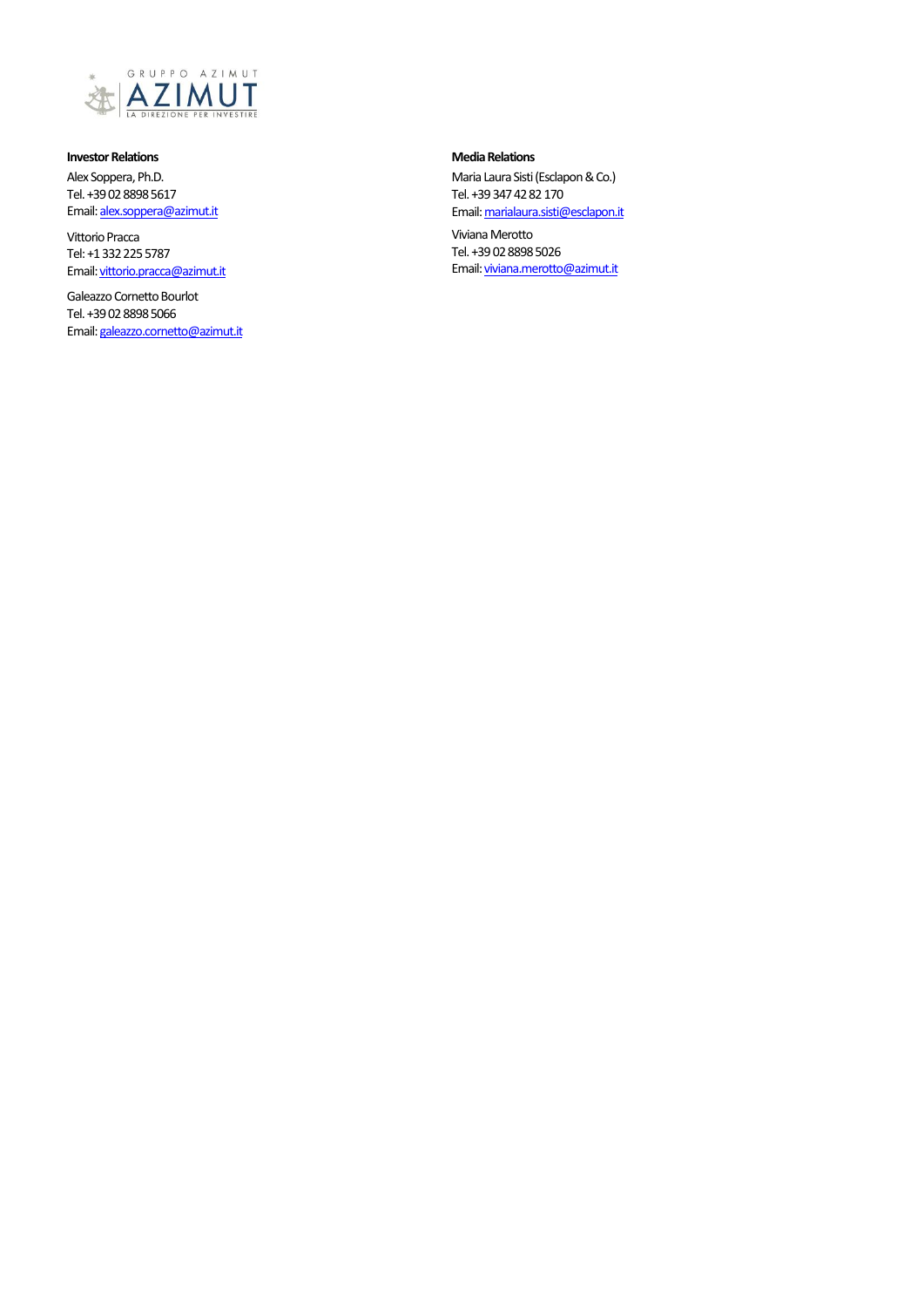**Investor Relations**

Alex Soppera, Ph.D.
Tel. +39 02 8898 5617
Email: alex.soppera@azimut.it

Vittorio Pracca
Tel: +1 332 225 5787
Email: vittorio.pracca@azimut.it

Galeazzo Cornetto Bourlot
Tel. +39 02 8898 5066
Email: galeazzo.cornetto@azimut.it

**Media Relations**

Maria Laura Sisti (Esclapon & Co.)
Tel. +39 347 42 82 170
Email: marialaura.sisti@esclapon.it

Viviana Merotto
Tel. +39 02 8898 5026
Email: viviana.merotto@azimut.it